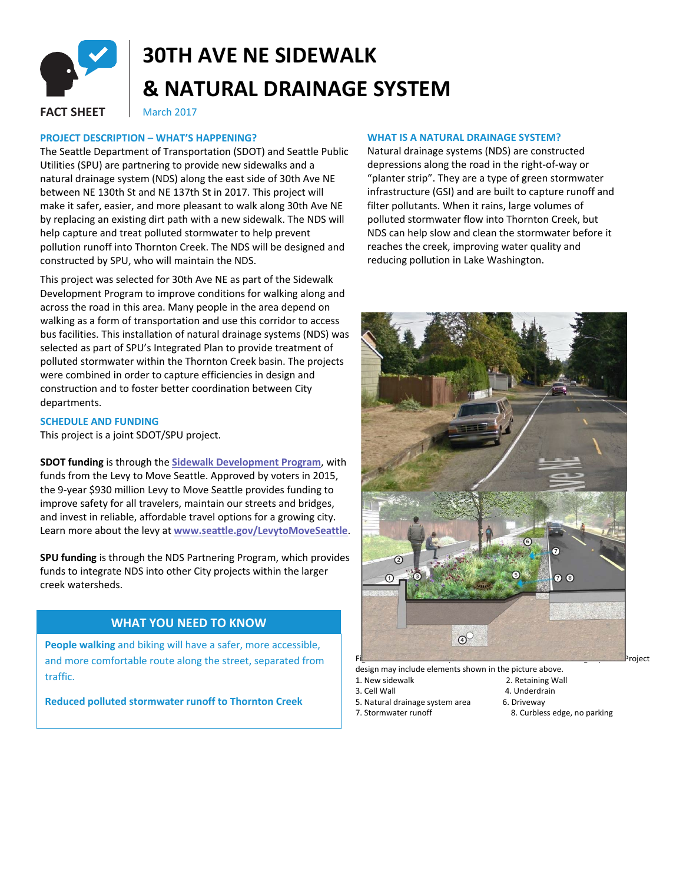FACT SHEET

# 30TH AVE NE SIDEWALK & NATURAL DRAINAGE SYSTEM

March 2017

### PROJECT DESCRIPTION – WHAT'S HAPPENING?

The Seattle Department of Transportation (SDOT) and Seattle Public Utilities (SPU) are partnering to provide new sidewalks and a natural drainage system (NDS) along the east side of 30th Ave NE between NE 130th St and NE 137th St in 2017. This project will make it safer, easier, and more pleasant to walk along 30th Ave NE by replacing an existing dirt path with a new sidewalk. The NDS will help capture and treat polluted stormwater to help prevent pollution runoff into Thornton Creek. The NDS will be designed and constructed by SPU, who will maintain the NDS.

This project was selected for 30th Ave NE as part of the Sidewalk Development Program to improve conditions for walking along and across the road in this area. Many people in the area depend on walking as a form of transportation and use this corridor to access bus facilities. This installation of natural drainage systems (NDS) was selected as part of SPU's Integrated Plan to provide treatment of polluted stormwater within the Thornton Creek basin. The projects were combined in order to capture efficiencies in design and construction and to foster better coordination between City departments.

### SCHEDULE AND FUNDING

This project is a joint SDOT/SPU project.

**SDOT funding** is through the [Sidewalk Development Program](), with funds from the Levy to Move Seattle. Approved by voters in 2015, the 9-year $930 million Levy to Move Seattle provides funding to improve safety for all travelers, maintain our streets and bridges, and invest in reliable, affordable travel options for a growing city. Learn more about the levy at [www.seattle.gov/LevytoMoveSeattle]().

**SPU funding** is through the NDS Partnering Program, which provides funds to integrate NDS into other City projects within the larger creek watersheds.

### WHAT YOU NEED TO KNOW

**People walking** and biking will have a safer, more accessible, and more comfortable route along the street, separated from traffic.

**Reduced polluted stormwater runoff to Thornton Creek**

### WHAT IS A NATURAL DRAINAGE SYSTEM?

Natural drainage systems (NDS) are constructed depressions along the road in the right-of-way or "planter strip". They are a type of green stormwater infrastructure (GSI) and are built to capture runoff and filter pollutants. When it rains, large volumes of polluted stormwater flow into Thornton Creek, but NDS can help slow and clean the stormwater before it reaches the creek, improving water quality and reducing pollution in Lake Washington.

Fi... Project design may include elements shown in the picture above.

1. New sidewalk
2. Retaining Wall
3. Cell Wall
4. Underdrain
5. Natural drainage system area
6. Driveway
7. Stormwater runoff
8. Curbless edge, no parking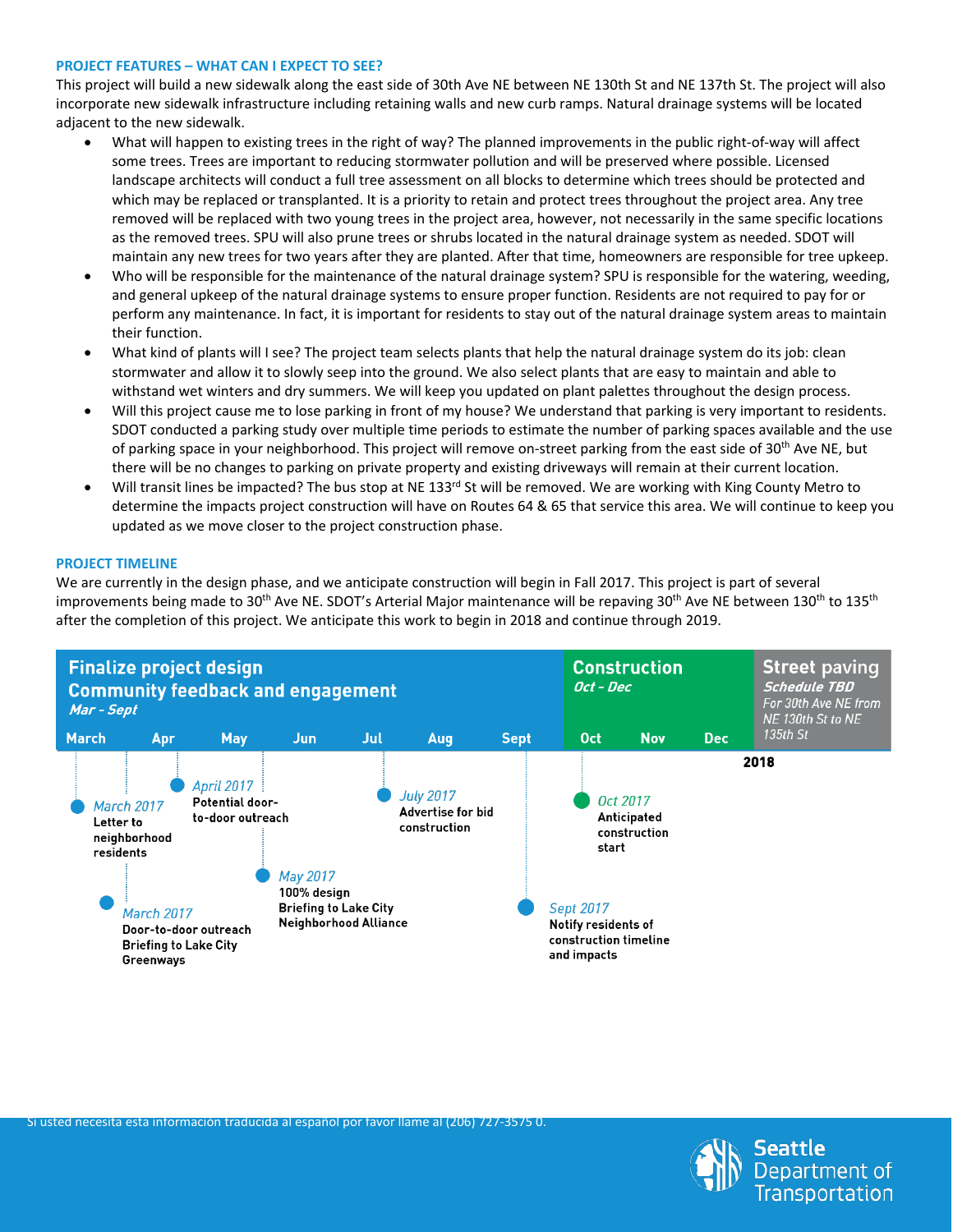## PROJECT FEATURES – WHAT CAN I EXPECT TO SEE?

This project will build a new sidewalk along the east side of 30th Ave NE between NE 130th St and NE 137th St. The project will also incorporate new sidewalk infrastructure including retaining walls and new curb ramps. Natural drainage systems will be located adjacent to the new sidewalk.

- What will happen to existing trees in the right of way? The planned improvements in the public right-of-way will affect some trees. Trees are important to reducing stormwater pollution and will be preserved where possible. Licensed landscape architects will conduct a full tree assessment on all blocks to determine which trees should be protected and which may be replaced or transplanted. It is a priority to retain and protect trees throughout the project area. Any tree removed will be replaced with two young trees in the project area, however, not necessarily in the same specific locations as the removed trees. SPU will also prune trees or shrubs located in the natural drainage system as needed. SDOT will maintain any new trees for two years after they are planted. After that time, homeowners are responsible for tree upkeep.
- Who will be responsible for the maintenance of the natural drainage system? SPU is responsible for the watering, weeding, and general upkeep of the natural drainage systems to ensure proper function. Residents are not required to pay for or perform any maintenance. In fact, it is important for residents to stay out of the natural drainage system areas to maintain their function.
- What kind of plants will I see? The project team selects plants that help the natural drainage system do its job: clean stormwater and allow it to slowly seep into the ground. We also select plants that are easy to maintain and able to withstand wet winters and dry summers. We will keep you updated on plant palettes throughout the design process.
- Will this project cause me to lose parking in front of my house? We understand that parking is very important to residents. SDOT conducted a parking study over multiple time periods to estimate the number of parking spaces available and the use of parking space in your neighborhood. This project will remove on-street parking from the east side of 30th Ave NE, but there will be no changes to parking on private property and existing driveways will remain at their current location.
- Will transit lines be impacted? The bus stop at NE 133rd St will be removed. We are working with King County Metro to determine the impacts project construction will have on Routes 64 & 65 that service this area. We will continue to keep you updated as we move closer to the project construction phase.

## PROJECT TIMELINE

We are currently in the design phase, and we anticipate construction will begin in Fall 2017. This project is part of several improvements being made to 30th Ave NE. SDOT's Arterial Major maintenance will be repaving 30th Ave NE between 130th to 135th after the completion of this project. We anticipate this work to begin in 2018 and continue through 2019.

Finalize project design
Community feedback and engagement
*Mar - Sept*

Construction
*Oct - Dec*

Street paving
*Schedule TBD*
*For 30th Ave NE from NE 130th St to NE 135th St*

March | Apr | May | Jun | Jul | Aug | Sept | Oct | Nov | Dec | 2018

*March 2017*
Letter to neighborhood residents

*March 2017*
Door-to-door outreach
Briefing to Lake City Greenways

*April 2017*
Potential door-to-door outreach

*May 2017*
100% design
Briefing to Lake City Neighborhood Alliance

*July 2017*
Advertise for bid construction

*Sept 2017*
Notify residents of construction timeline and impacts

*Oct 2017*
Anticipated construction start

Si usted necesita esta información traducida al español por favor llame al (206) 727-3575 0.

Seattle Department of Transportation